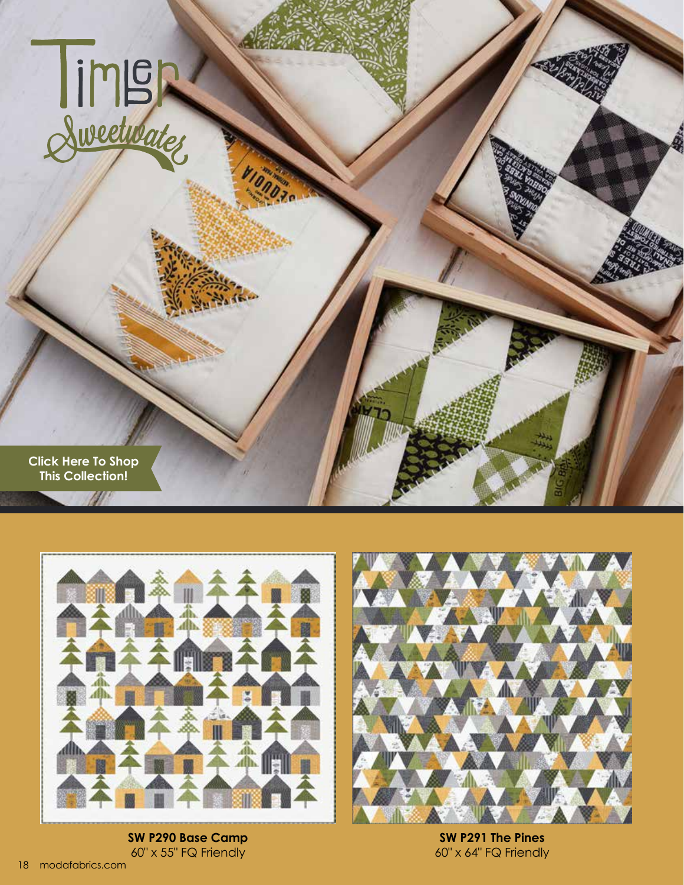# Timber

## Sweetwater

**Click Here To Shop This Collection!**

**SW P290 Base Camp**
60" x 55" FQ Friendly

**SW P291 The Pines**
60" x 64" FQ Friendly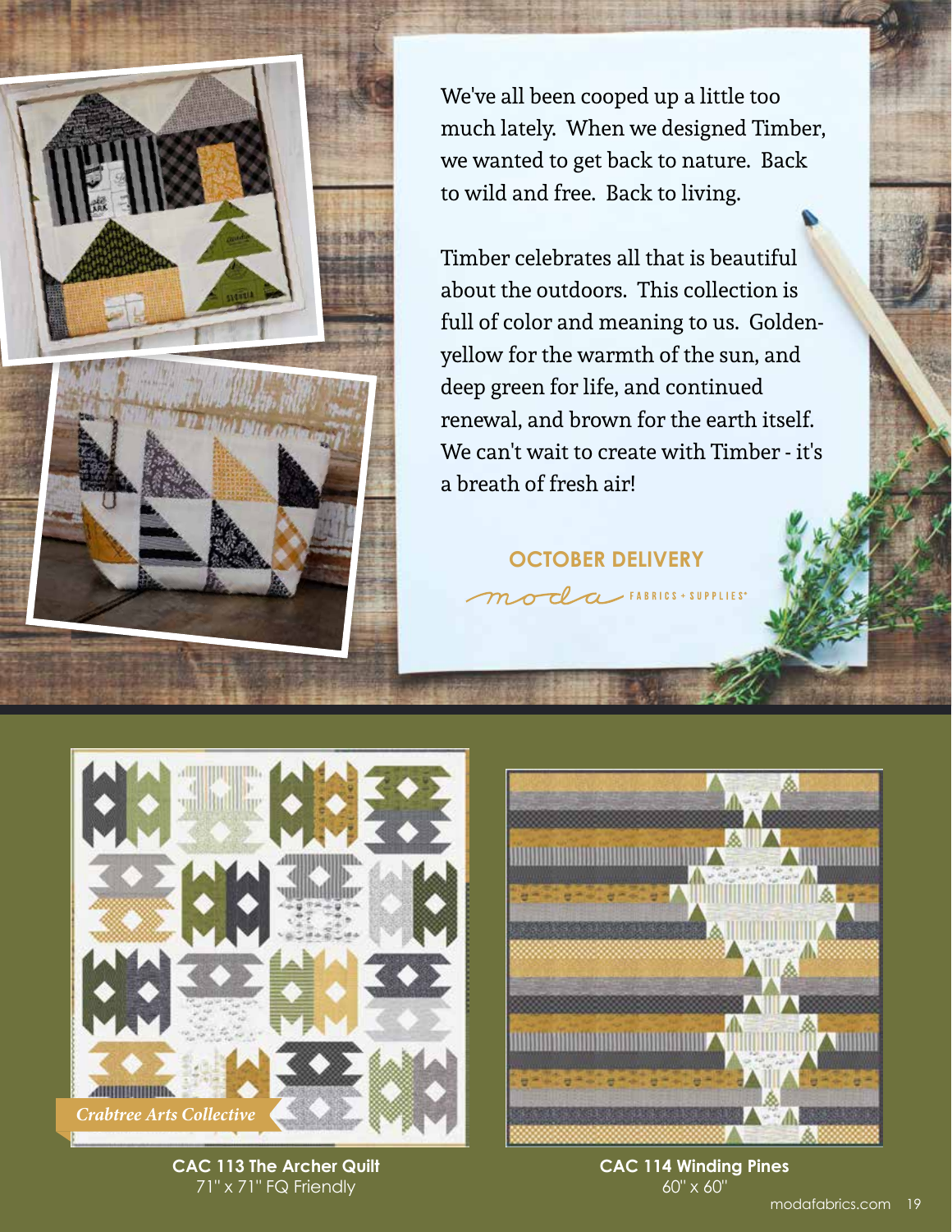We've all been cooped up a little too much lately. When we designed Timber, we wanted to get back to nature. Back to wild and free. Back to living.

Timber celebrates all that is beautiful about the outdoors. This collection is full of color and meaning to us. Golden-yellow for the warmth of the sun, and deep green for life, and continued renewal, and brown for the earth itself. We can't wait to create with Timber - it's a breath of fresh air!

**OCTOBER DELIVERY**

moda FABRICS + SUPPLIES®

*Crabtree Arts Collective*

**CAC 113 The Archer Quilt**
71" x 71" FQ Friendly

**CAC 114 Winding Pines**
60" x 60"

modafabrics.com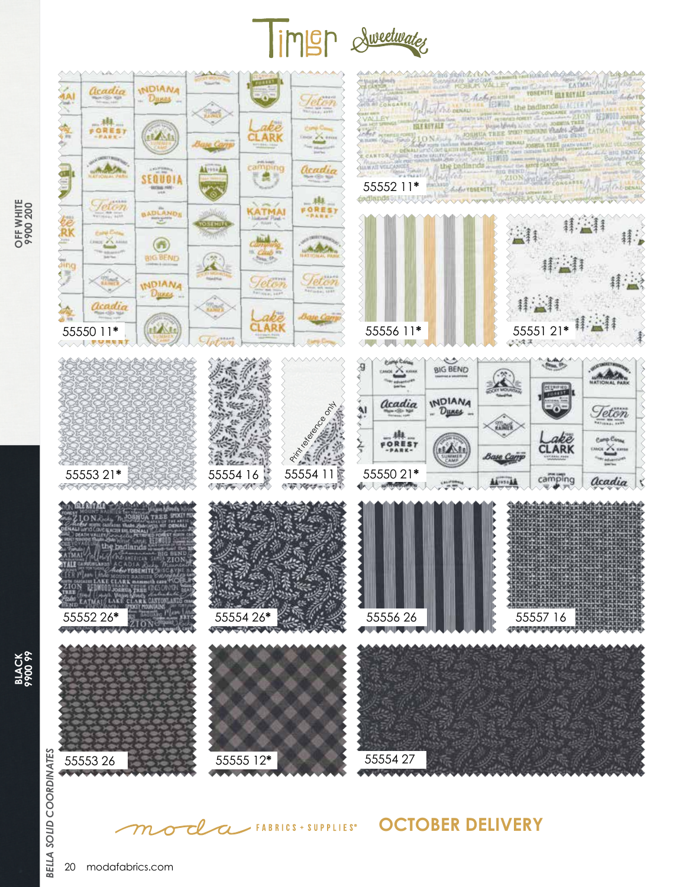# Timber Sweetwater

55550 11*

55552 11*

55556 11*

55551 21*

55553 21*

55554 16

55554 11

Print reference only

55550 21*

55552 26*

55554 26*

55556 26

55557 16

55553 26

55555 12*

55554 27

OFF WHITE 9900 200

BLACK 9900 99

BELLA SOLID COORDINATES

moda FABRICS + SUPPLIES®

**OCTOBER DELIVERY**

modafabrics.com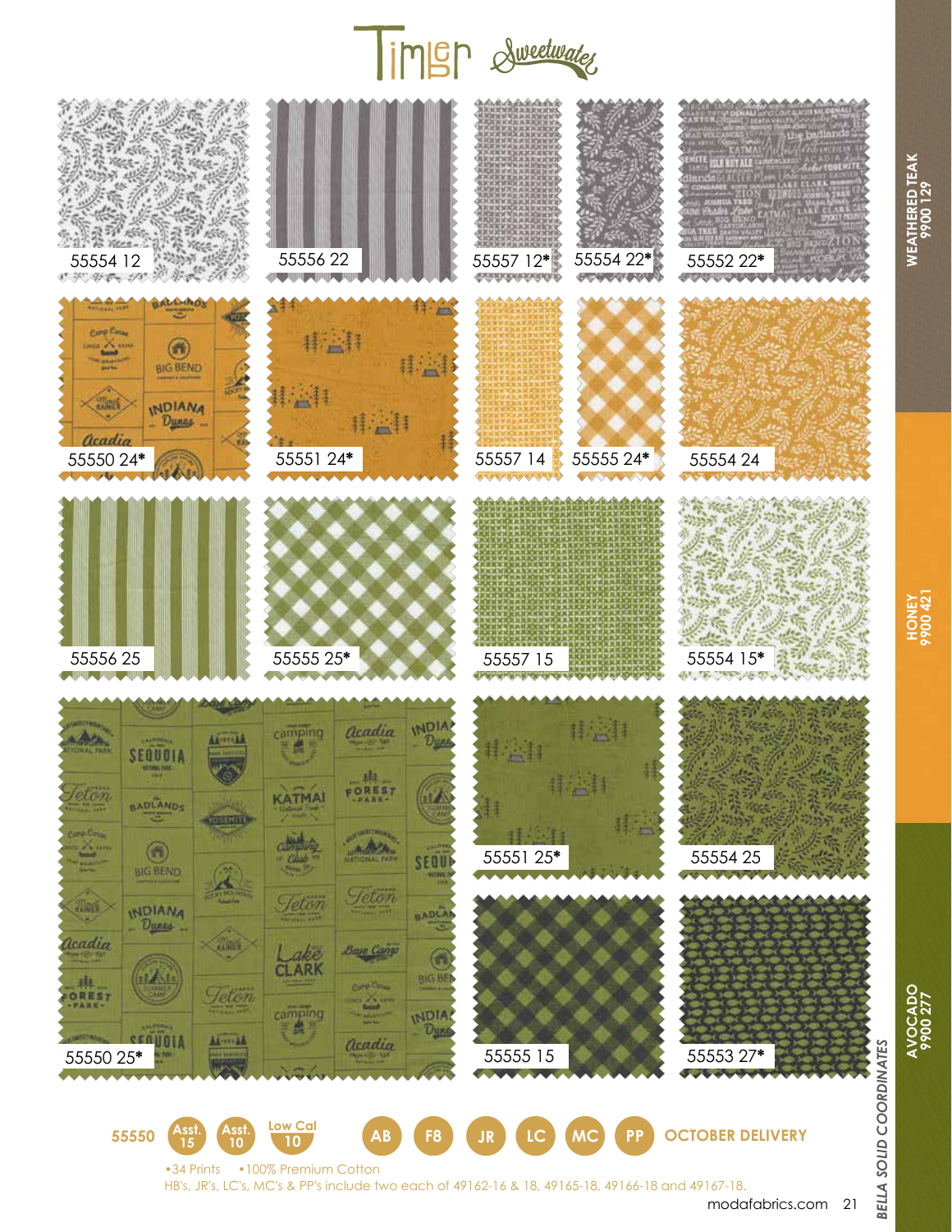# Timber Sweetwater

55554 12

55556 22

55557 12*

55554 22*

55552 22*

55550 24*

55551 24*

55557 14

55555 24*

55554 24

55556 25

55555 25*

55557 15

55554 15*

55550 25*

55551 25*

55554 25

55555 15

55553 27*

**WEATHERED TEAK**
**9900 129**

**HONEY**
**9900 421**

**AVOCADO**
**9900 277**

*BELLA SOLID COORDINATES*

**55550** Asst. 15 Asst. 10 Low Cal 10 AB F8 JR LC MC PP **OCTOBER DELIVERY**

•34 Prints •100% Premium Cotton

HB's, JR's, LC's, MC's & PP's include two each of 49162-16 & 18, 49165-18, 49166-18 and 49167-18.

modafabrics.com